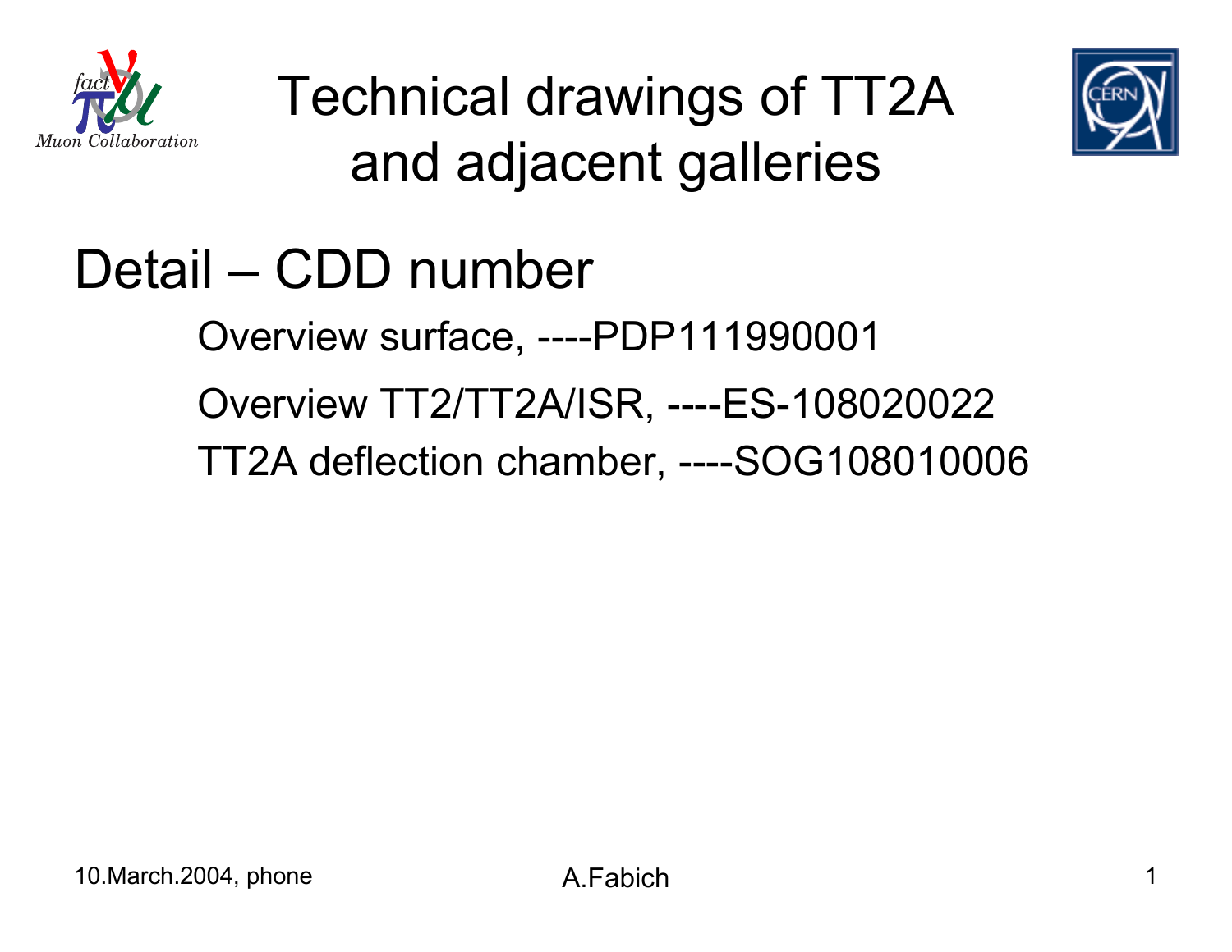# Technical drawings of TT2A and adjacent galleries

## Detail – CDD number

Overview surface, ----PDP111990001

Overview TT2/TT2A/ISR, ----ES-108020022

TT2A deflection chamber, ----SOG108010006

10.March.2004, phone

A.Fabich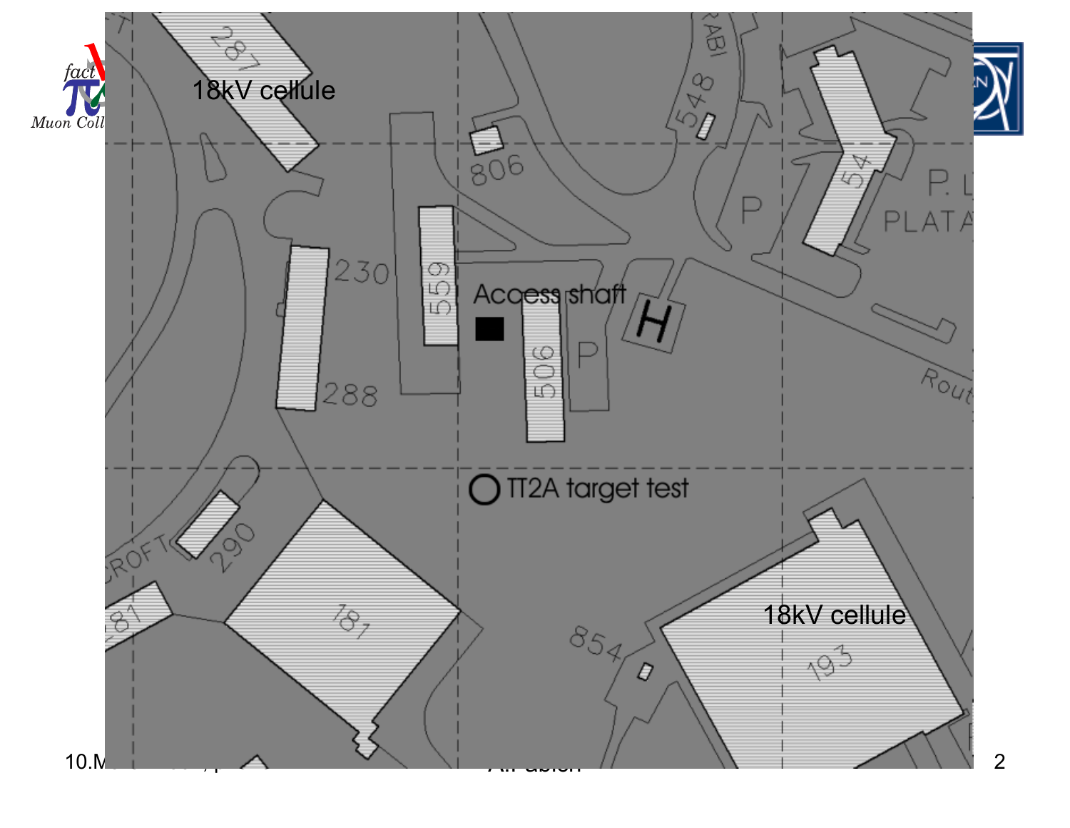18kV cellule

Access shaft

TT2A target test

18kV cellule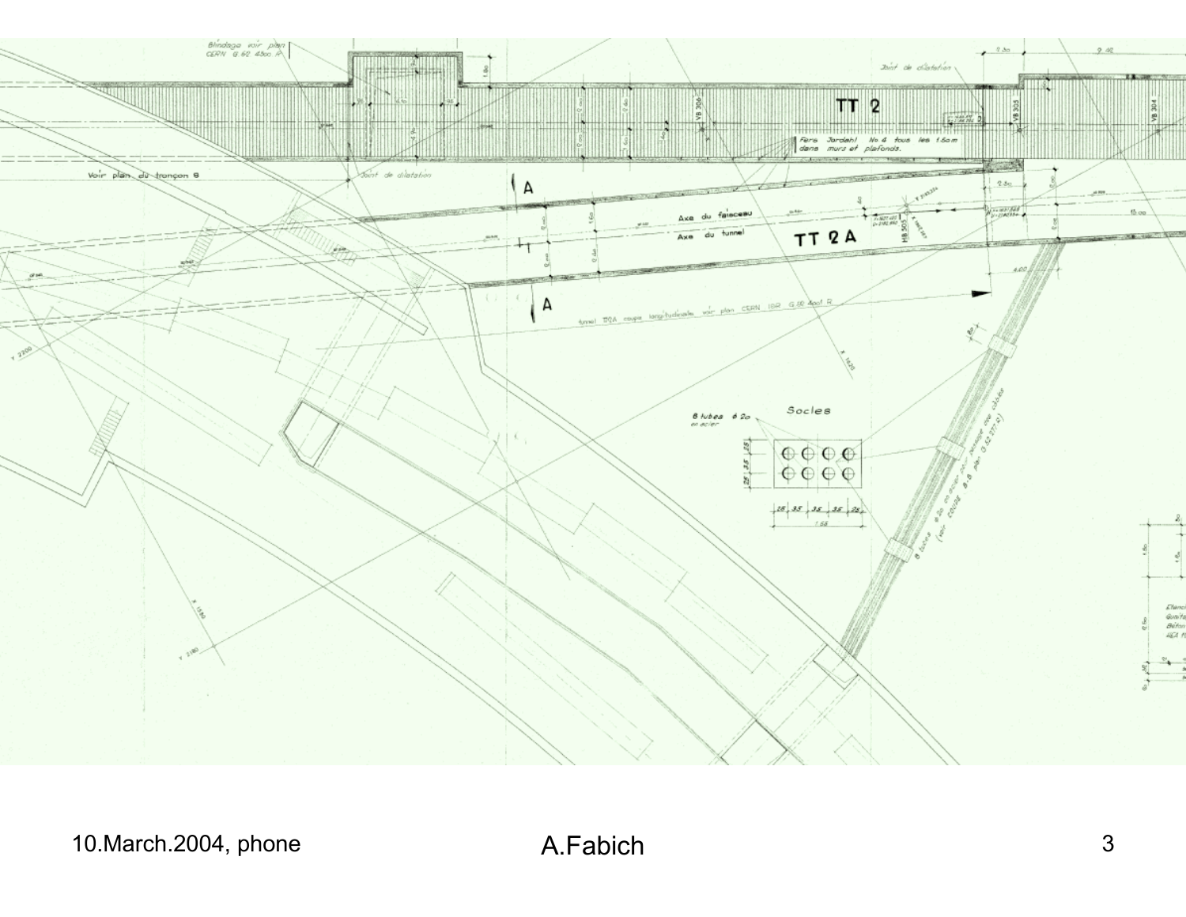Blindage voir plan CERN

Joint de dilatation

TT 2

Fers Jordahl No 4 tous les 1.50 m dans murs et plafonds.

Voir plan du tronçon 8

Joint de dilatation

A

Axe du faisceau

Axe du tunnel

TT 2A

A

tunnel TT2A coupe longitudinale voir plan CERN

Socles

8 tubes ϕ 20 en acier

1.55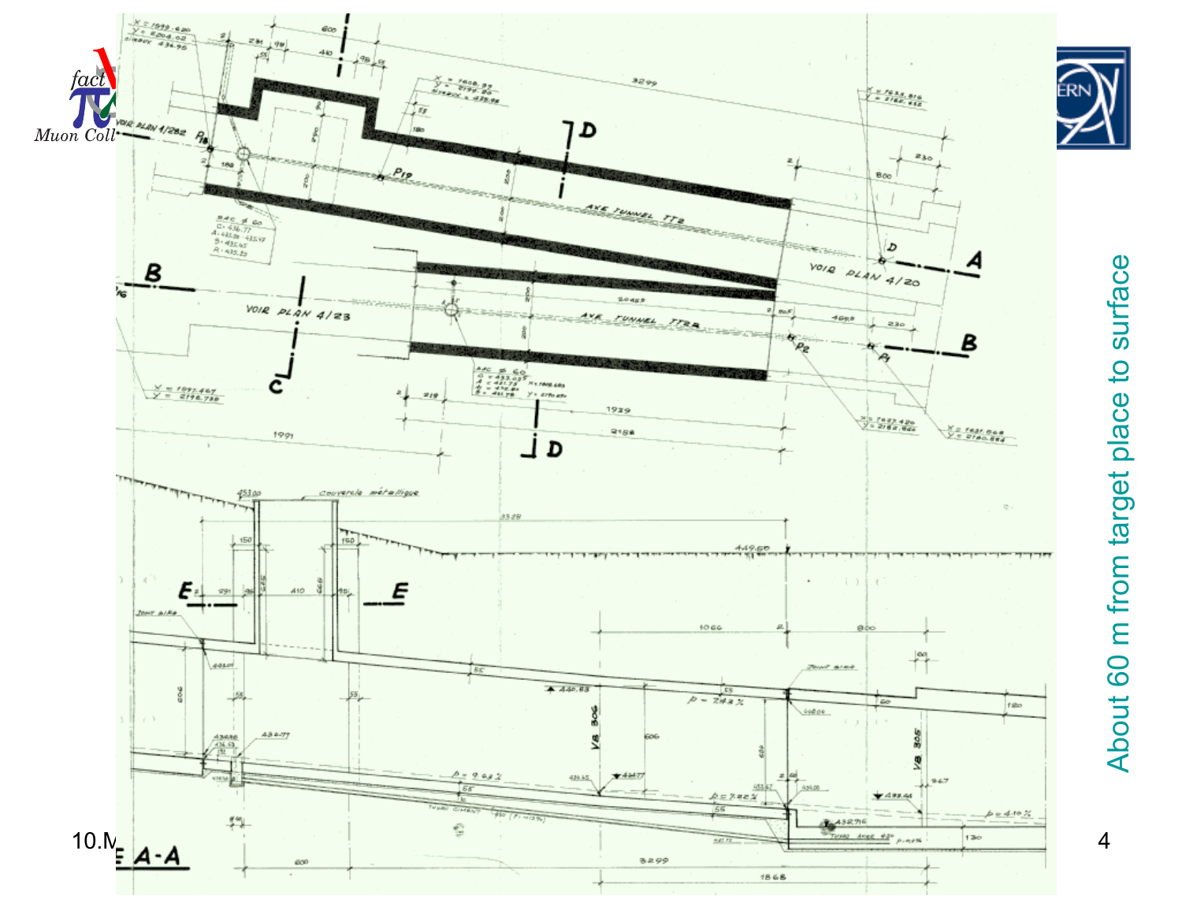About 60 m from target place to surface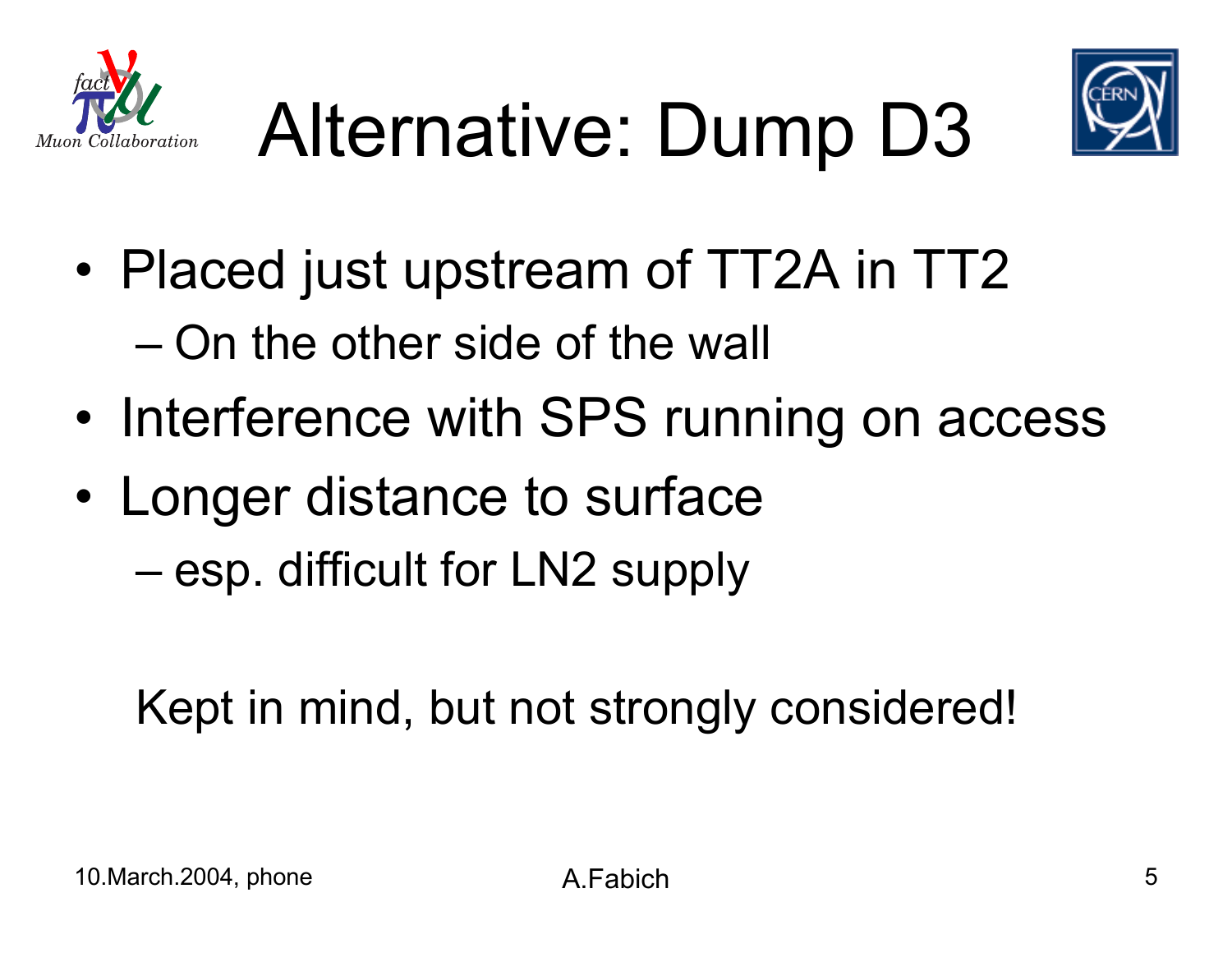# Alternative: Dump D3

- Placed just upstream of TT2A in TT2
  - On the other side of the wall
- Interference with SPS running on access
- Longer distance to surface
  - esp. difficult for LN2 supply

Kept in mind, but not strongly considered!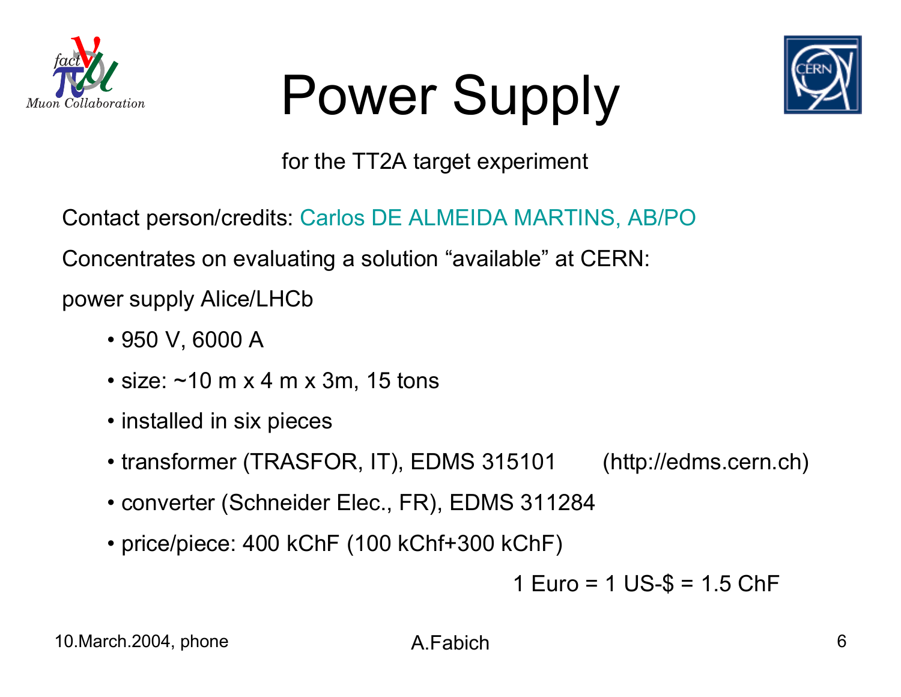# Power Supply

for the TT2A target experiment

Contact person/credits: Carlos DE ALMEIDA MARTINS, AB/PO

Concentrates on evaluating a solution “available” at CERN:

power supply Alice/LHCb

- 950 V, 6000 A
- size: ~10 m x 4 m x 3m, 15 tons
- installed in six pieces
- transformer (TRASFOR, IT), EDMS 315101 (http://edms.cern.ch)
- converter (Schneider Elec., FR), EDMS 311284
- price/piece: 400 kChF (100 kChf+300 kChF)

1 Euro = 1 US-$ = 1.5 ChF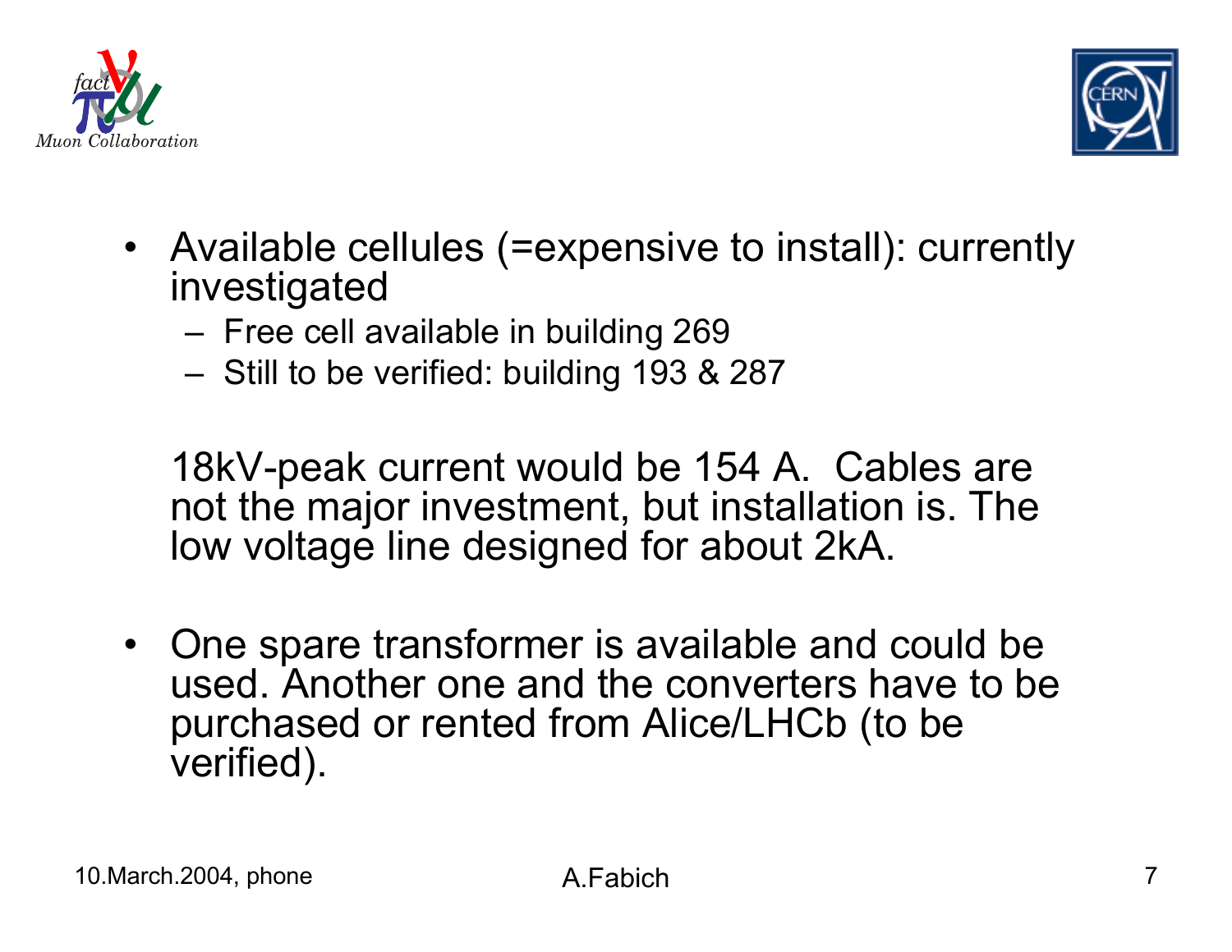- Available cellules (=expensive to install): currently investigated
  - Free cell available in building 269
  - Still to be verified: building 193 & 287

  18kV-peak current would be 154 A. Cables are not the major investment, but installation is. The low voltage line designed for about 2kA.

- One spare transformer is available and could be used. Another one and the converters have to be purchased or rented from Alice/LHCb (to be verified).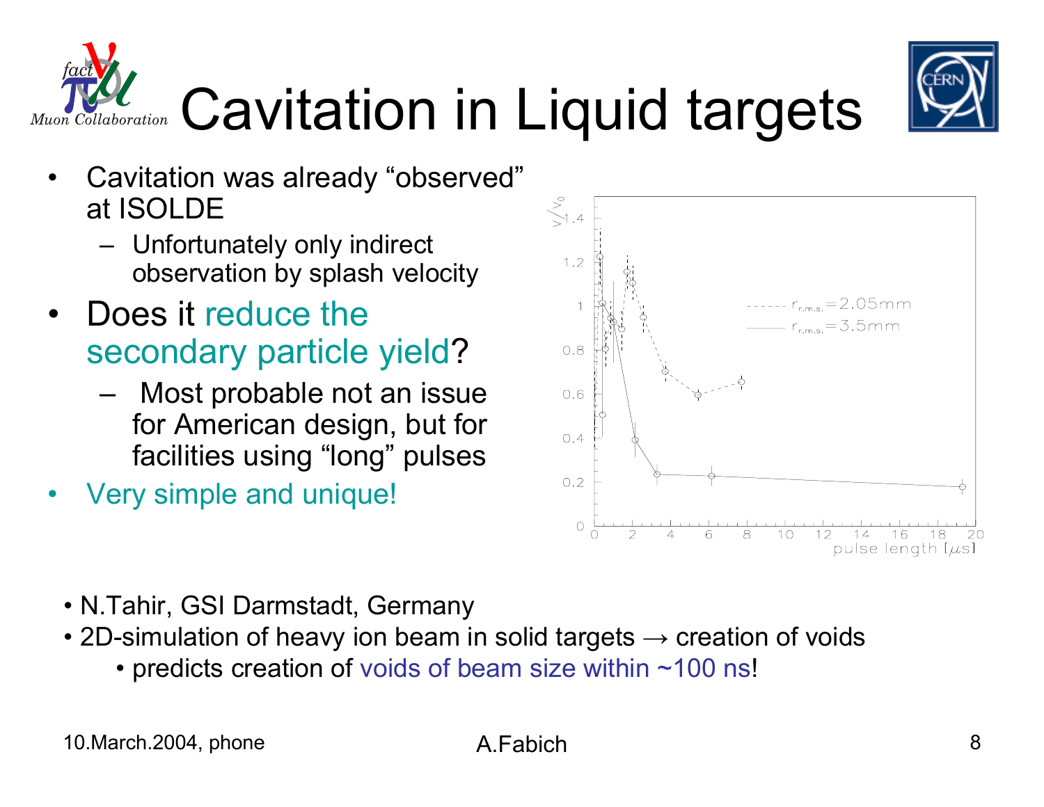# Cavitation in Liquid targets

- Cavitation was already "observed" at ISOLDE
  - Unfortunately only indirect observation by splash velocity
- Does it reduce the secondary particle yield?
  - Most probable not an issue for American design, but for facilities using "long" pulses
- Very simple and unique!

- N.Tahir, GSI Darmstadt, Germany
- 2D-simulation of heavy ion beam in solid targets → creation of voids
  - predicts creation of voids of beam size within ~100 ns!

10.March.2004, phone

A.Fabich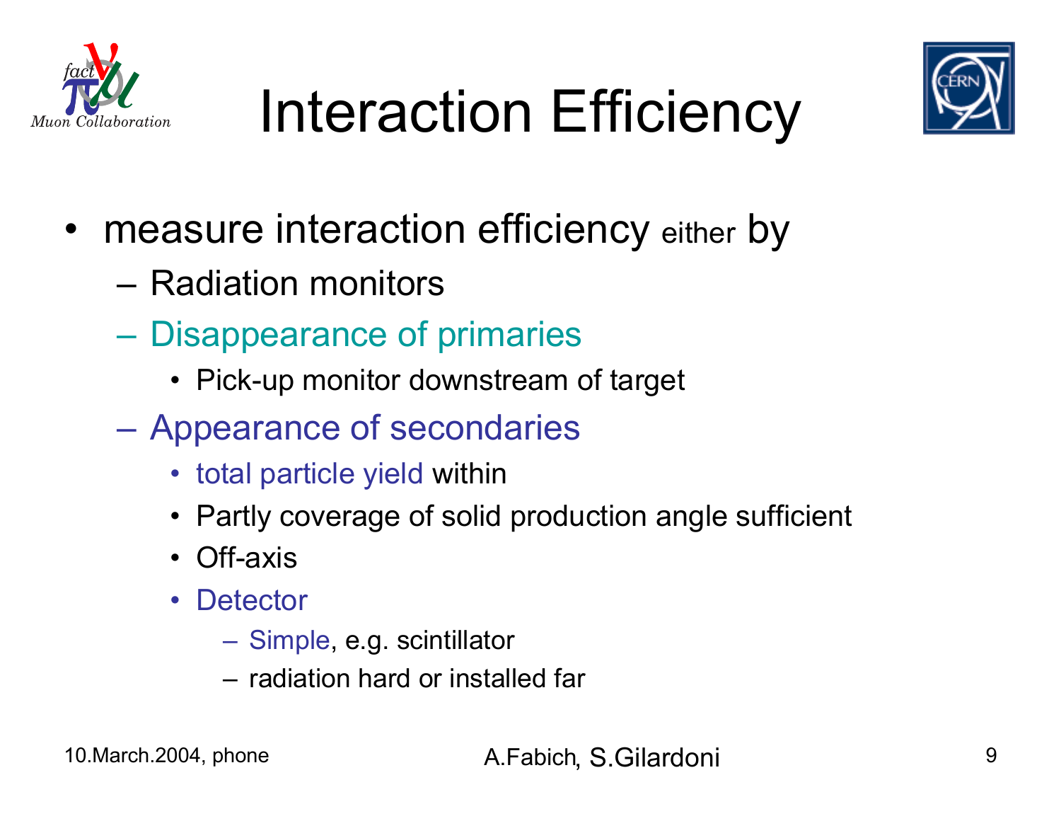# Interaction Efficiency

- measure interaction efficiency either by
  - Radiation monitors
  - Disappearance of primaries
    - Pick-up monitor downstream of target
  - Appearance of secondaries
    - total particle yield within
    - Partly coverage of solid production angle sufficient
    - Off-axis
    - Detector
      - Simple, e.g. scintillator
      - radiation hard or installed far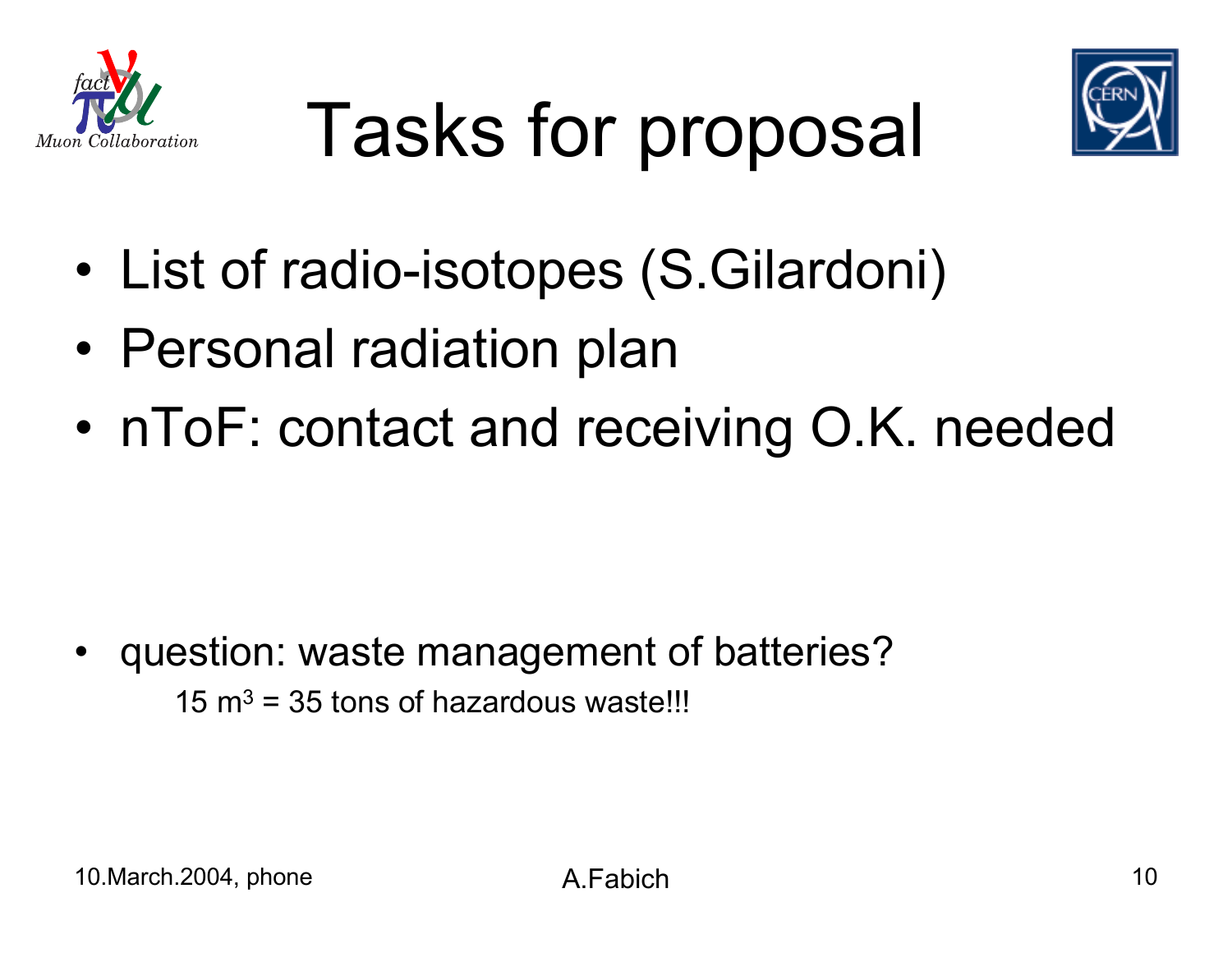# Tasks for proposal

- List of radio-isotopes (S.Gilardoni)
- Personal radiation plan
- nToF: contact and receiving O.K. needed

- question: waste management of batteries?

  15 $m^3$ = 35 tons of hazardous waste!!!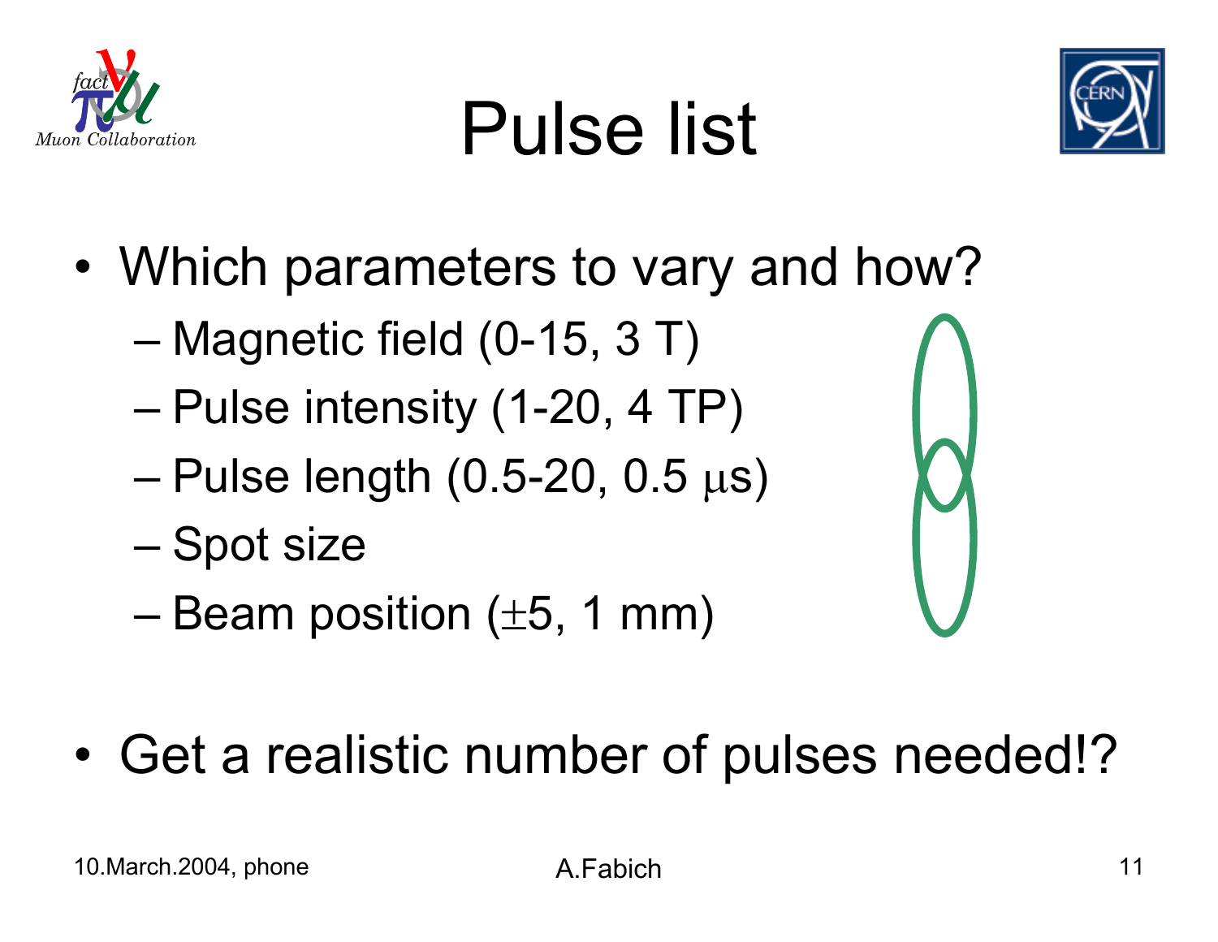# Pulse list

- Which parameters to vary and how?
  - Magnetic field (0-15, 3 T)
  - Pulse intensity (1-20, 4 TP)
  - Pulse length (0.5-20, 0.5 $\mu$s)
  - Spot size
  - Beam position ($\pm$5, 1 mm)
- Get a realistic number of pulses needed!?

10.March.2004, phone

A.Fabich